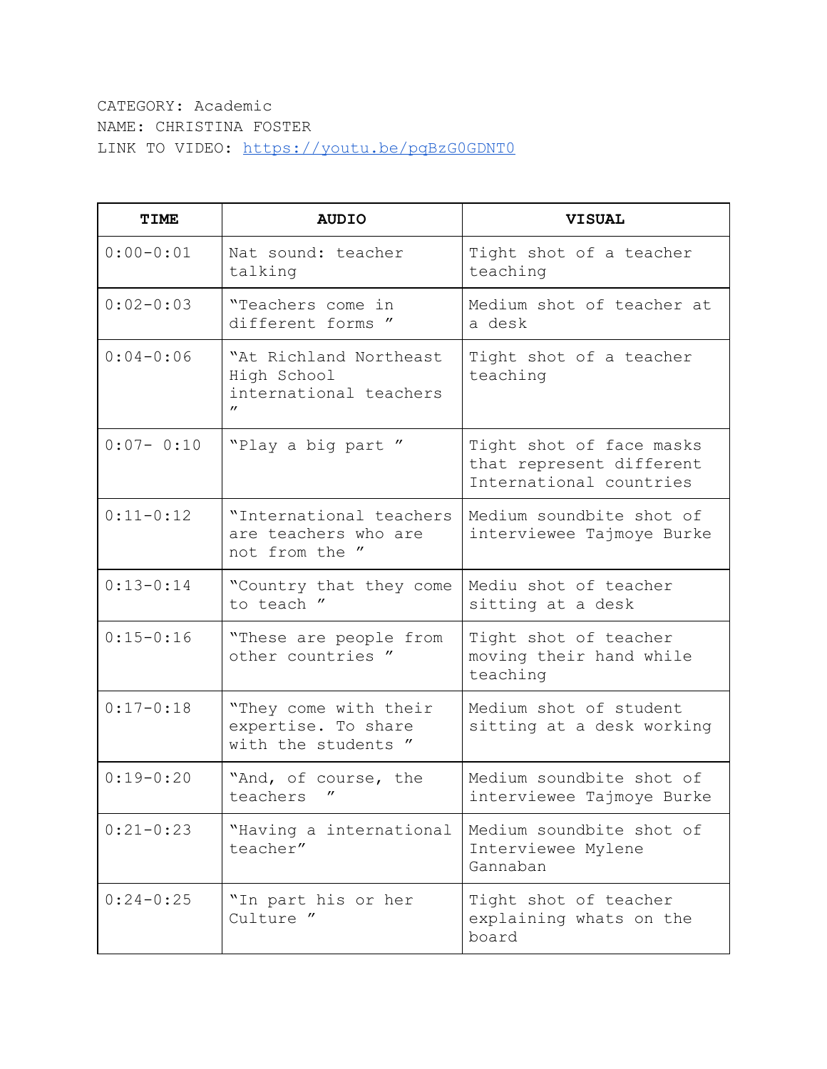CATEGORY: Academic
NAME: CHRISTINA FOSTER
LINK TO VIDEO: https://youtu.be/pqBzG0GDNT0

| TIME | AUDIO | VISUAL |
|---|---|---|
| 0:00-0:01 | Nat sound: teacher talking | Tight shot of a teacher teaching |
| 0:02-0:03 | "Teachers come in different forms " | Medium shot of teacher at a desk |
| 0:04-0:06 | "At Richland Northeast High School international teachers " | Tight shot of a teacher teaching |
| 0:07- 0:10 | "Play a big part " | Tight shot of face masks that represent different International countries |
| 0:11-0:12 | "International teachers are teachers who are not from the " | Medium soundbite shot of interviewee Tajmoye Burke |
| 0:13-0:14 | "Country that they come to teach " | Mediu shot of teacher sitting at a desk |
| 0:15-0:16 | "These are people from other countries " | Tight shot of teacher moving their hand while teaching |
| 0:17-0:18 | "They come with their expertise. To share with the students " | Medium shot of student sitting at a desk working |
| 0:19-0:20 | "And, of course, the teachers " | Medium soundbite shot of interviewee Tajmoye Burke |
| 0:21-0:23 | "Having a international teacher" | Medium soundbite shot of Interviewee Mylene Gannaban |
| 0:24-0:25 | "In part his or her Culture " | Tight shot of teacher explaining whats on the board |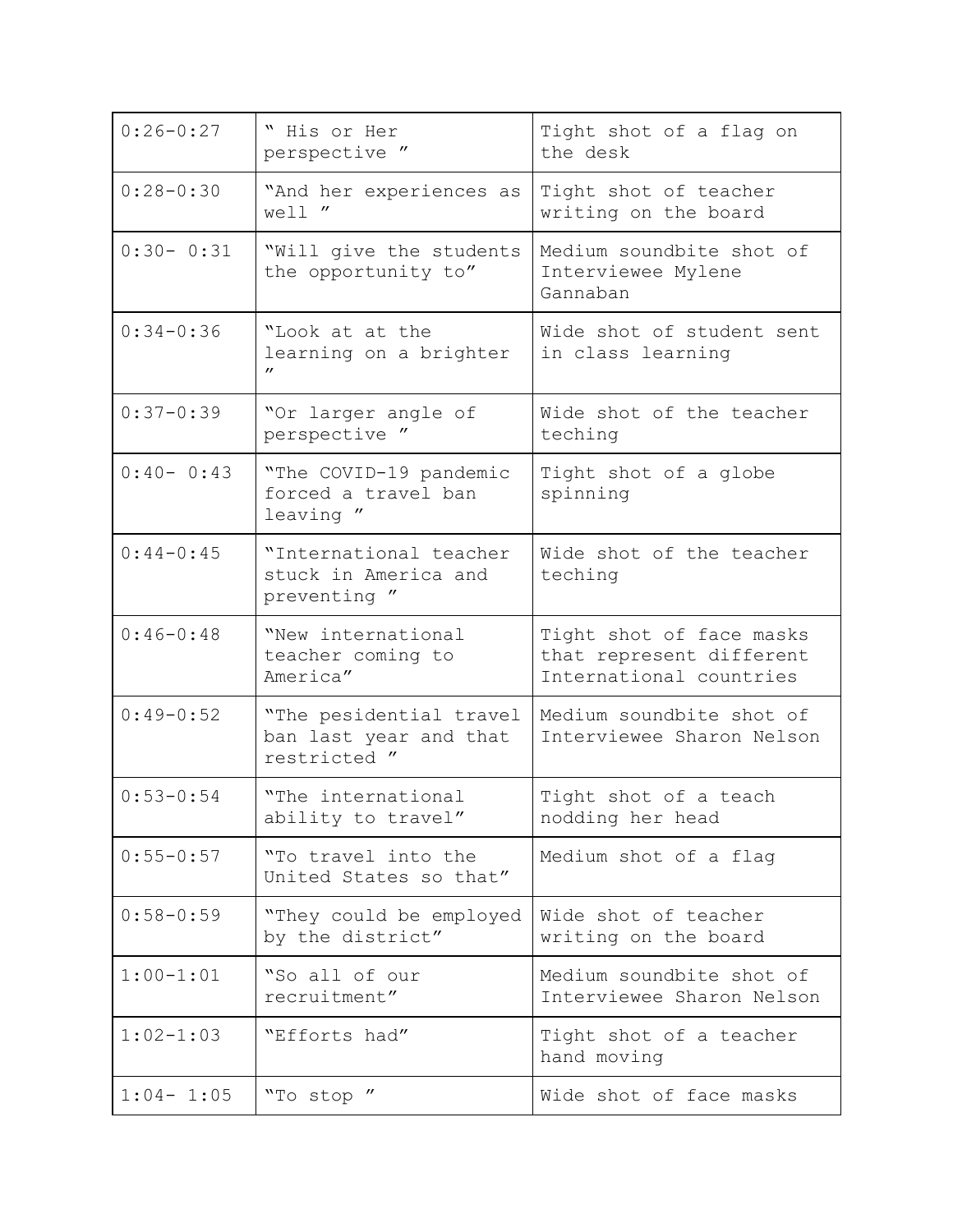| 0:26-0:27 | " His or Her perspective " | Tight shot of a flag on the desk |
|---|---|---|
| 0:28-0:30 | "And her experiences as well " | Tight shot of teacher writing on the board |
| 0:30- 0:31 | "Will give the students the opportunity to" | Medium soundbite shot of Interviewee Mylene Gannaban |
| 0:34-0:36 | "Look at at the learning on a brighter " | Wide shot of student sent in class learning |
| 0:37-0:39 | "Or larger angle of perspective " | Wide shot of the teacher teching |
| 0:40- 0:43 | "The COVID-19 pandemic forced a travel ban leaving " | Tight shot of a globe spinning |
| 0:44-0:45 | "International teacher stuck in America and preventing " | Wide shot of the teacher teching |
| 0:46-0:48 | "New international teacher coming to America" | Tight shot of face masks that represent different International countries |
| 0:49-0:52 | "The pesidential travel ban last year and that restricted " | Medium soundbite shot of Interviewee Sharon Nelson |
| 0:53-0:54 | "The international ability to travel" | Tight shot of a teach nodding her head |
| 0:55-0:57 | "To travel into the United States so that" | Medium shot of a flag |
| 0:58-0:59 | "They could be employed by the district" | Wide shot of teacher writing on the board |
| 1:00-1:01 | "So all of our recruitment" | Medium soundbite shot of Interviewee Sharon Nelson |
| 1:02-1:03 | "Efforts had" | Tight shot of a teacher hand moving |
| 1:04- 1:05 | "To stop " | Wide shot of face masks |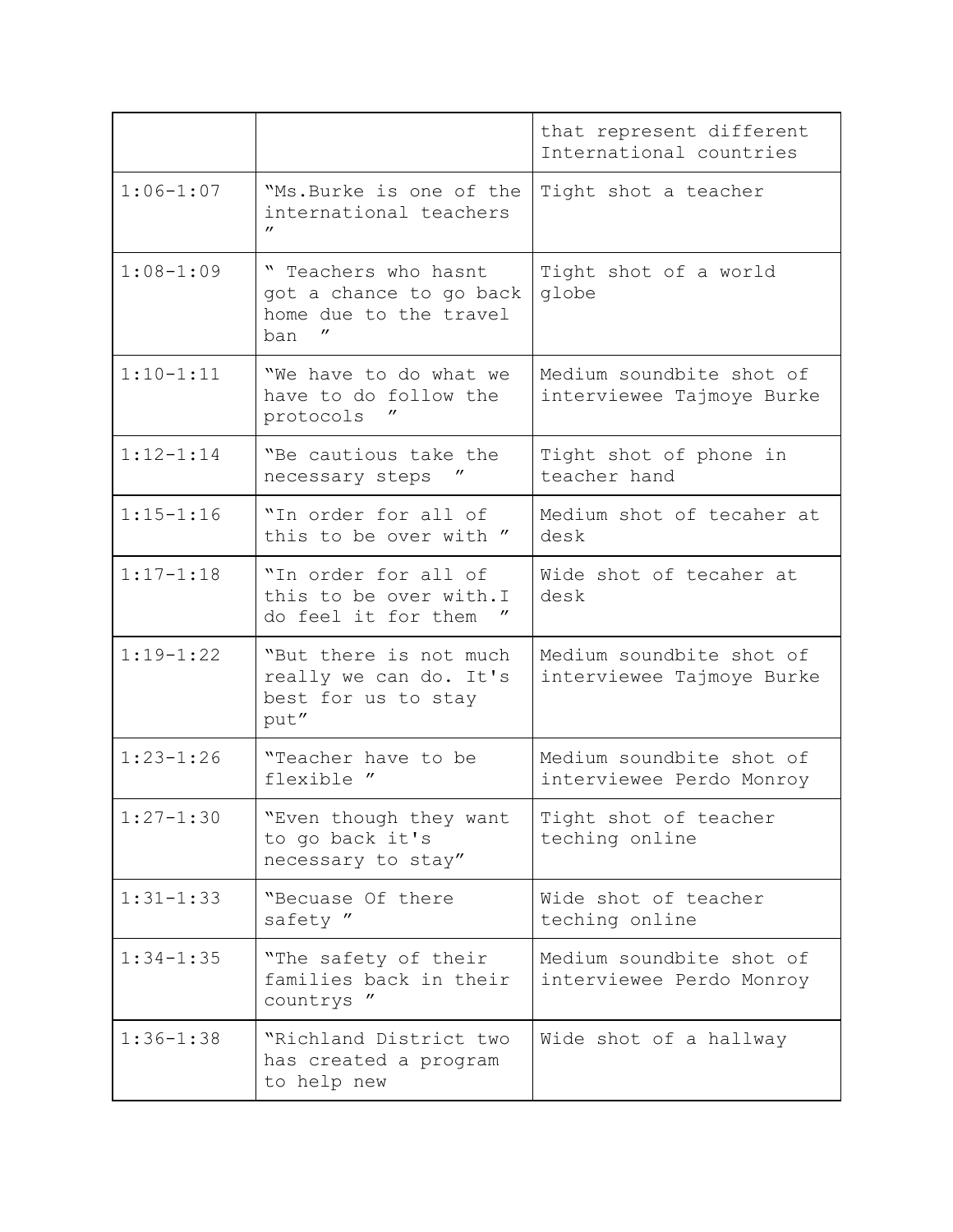| | | that represent different International countries |
|---|---|---|
| 1:06-1:07 | "Ms.Burke is one of the international teachers " | Tight shot a teacher |
| 1:08-1:09 | " Teachers who hasnt got a chance to go back home due to the travel ban " | Tight shot of a world globe |
| 1:10-1:11 | "We have to do what we have to do follow the protocols " | Medium soundbite shot of interviewee Tajmoye Burke |
| 1:12-1:14 | "Be cautious take the necessary steps " | Tight shot of phone in teacher hand |
| 1:15-1:16 | "In order for all of this to be over with " | Medium shot of tecaher at desk |
| 1:17-1:18 | "In order for all of this to be over with.I do feel it for them " | Wide shot of tecaher at desk |
| 1:19-1:22 | "But there is not much really we can do. It's best for us to stay put" | Medium soundbite shot of interviewee Tajmoye Burke |
| 1:23-1:26 | "Teacher have to be flexible " | Medium soundbite shot of interviewee Perdo Monroy |
| 1:27-1:30 | "Even though they want to go back it's necessary to stay" | Tight shot of teacher teching online |
| 1:31-1:33 | "Becuase Of there safety " | Wide shot of teacher teching online |
| 1:34-1:35 | "The safety of their families back in their countrys " | Medium soundbite shot of interviewee Perdo Monroy |
| 1:36-1:38 | "Richland District two has created a program to help new | Wide shot of a hallway |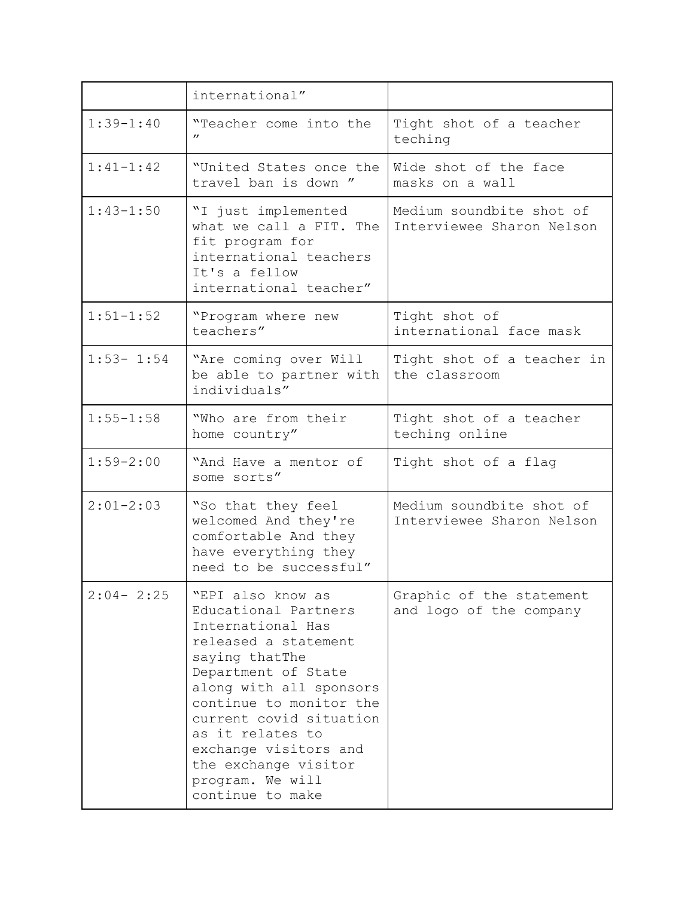| | | |
|---|---|---|
| | "international" | |
| 1:39-1:40 | "Teacher come into the " | Tight shot of a teacher teching |
| 1:41-1:42 | "United States once the travel ban is down " | Wide shot of the face masks on a wall |
| 1:43-1:50 | "I just implemented what we call a FIT. The fit program for international teachers It's a fellow international teacher" | Medium soundbite shot of Interviewee Sharon Nelson |
| 1:51-1:52 | "Program where new teachers" | Tight shot of international face mask |
| 1:53- 1:54 | "Are coming over Will be able to partner with individuals" | Tight shot of a teacher in the classroom |
| 1:55-1:58 | "Who are from their home country" | Tight shot of a teacher teching online |
| 1:59-2:00 | "And Have a mentor of some sorts" | Tight shot of a flag |
| 2:01-2:03 | "So that they feel welcomed And they're comfortable And they have everything they need to be successful" | Medium soundbite shot of Interviewee Sharon Nelson |
| 2:04- 2:25 | "EPI also know as Educational Partners International Has released a statement saying thatThe Department of State along with all sponsors continue to monitor the current covid situation as it relates to exchange visitors and the exchange visitor program. We will continue to make | Graphic of the statement and logo of the company |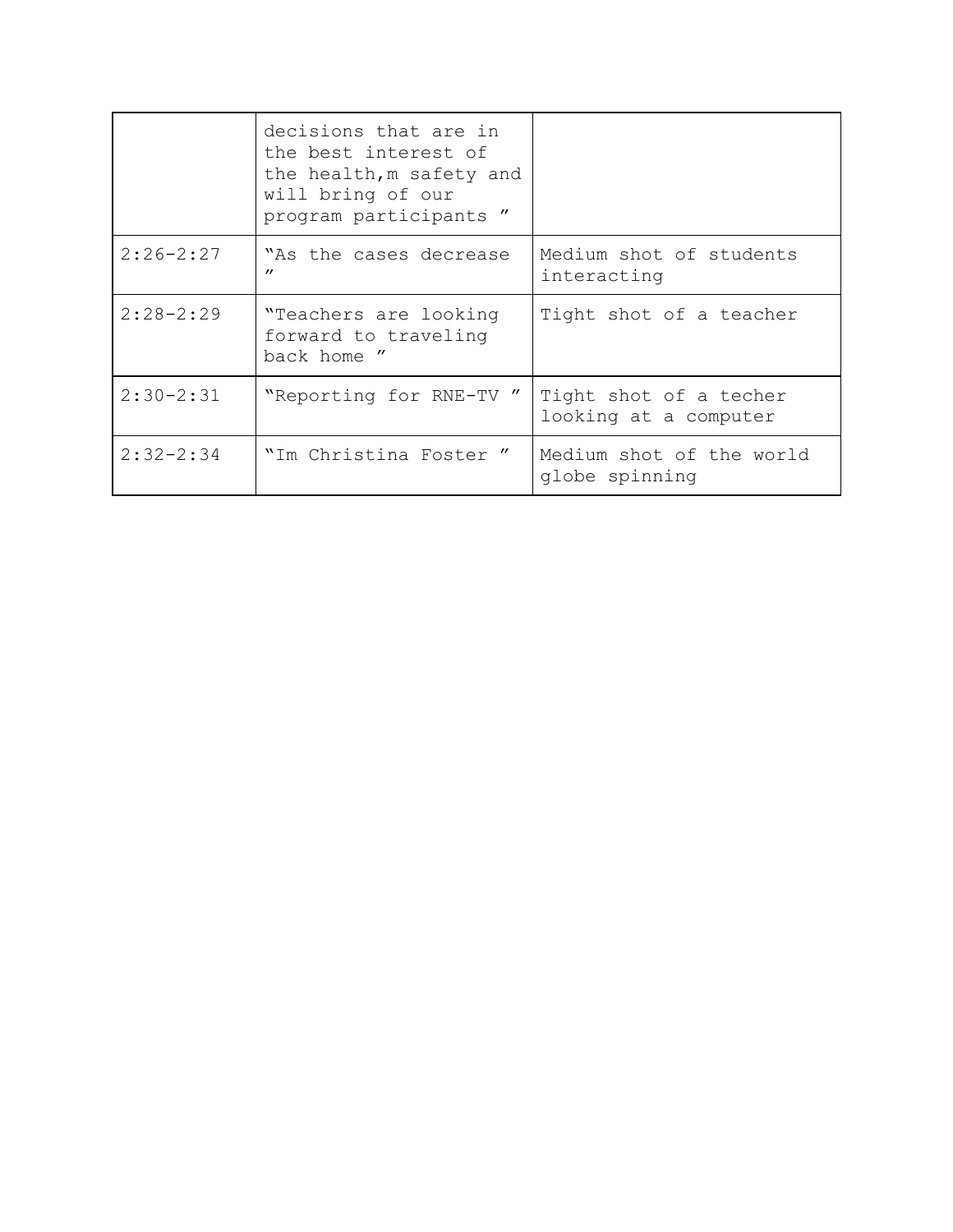| | | |
|---|---|---|
| | decisions that are in the best interest of the health,m safety and will bring of our program participants ” | |
| 2:26-2:27 | “As the cases decrease ” | Medium shot of students interacting |
| 2:28-2:29 | “Teachers are looking forward to traveling back home ” | Tight shot of a teacher |
| 2:30-2:31 | “Reporting for RNE-TV ” | Tight shot of a techer looking at a computer |
| 2:32-2:34 | “Im Christina Foster ” | Medium shot of the world globe spinning |